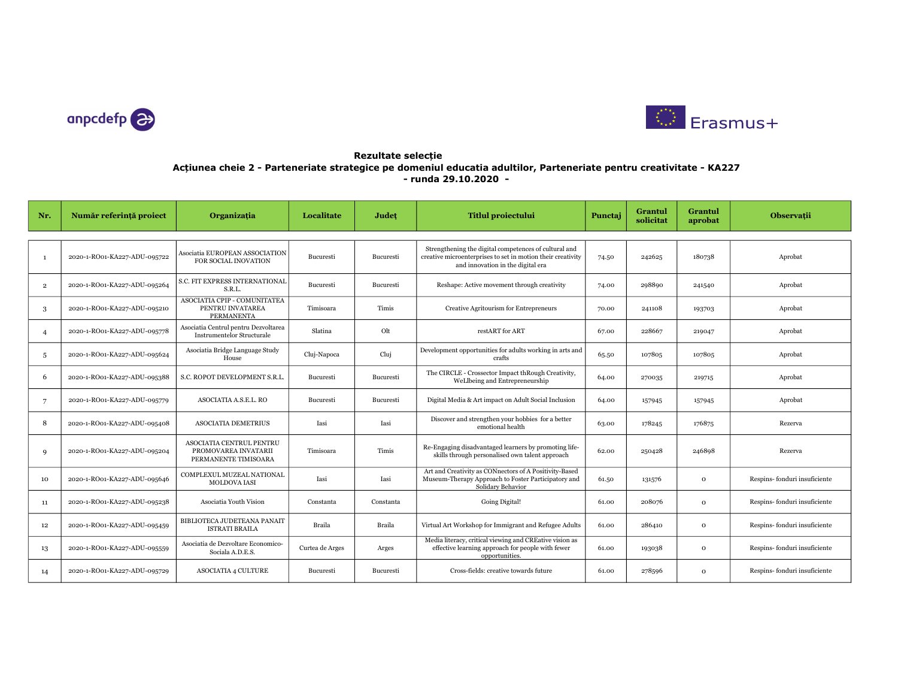**Rezultate selecție**

**Acțiunea cheie 2 - Parteneriate strategice pe domeniul educatia adultilor, Parteneriate pentru creativitate - KA227**

**- runda 29.10.2020 -**

| Nr. | Număr referință proiect | Organizația | Localitate | Județ | Titlul proiectului | Punctaj | Grantul solicitat | Grantul aprobat | Observații |
|---|---|---|---|---|---|---|---|---|---|
| 1 | 2020-1-RO01-KA227-ADU-095722 | Asociatia EUROPEAN ASSOCIATION FOR SOCIAL INOVATION | Bucuresti | Bucuresti | Strengthening the digital competences of cultural and creative microenterprises to set in motion their creativity and innovation in the digital era | 74.50 | 242625 | 180738 | Aprobat |
| 2 | 2020-1-RO01-KA227-ADU-095264 | S.C. FIT EXPRESS INTERNATIONAL S.R.L. | Bucuresti | Bucuresti | Reshape: Active movement through creativity | 74.00 | 298890 | 241540 | Aprobat |
| 3 | 2020-1-RO01-KA227-ADU-095210 | ASOCIATIA CPIP - COMUNITATEA PENTRU INVATAREA PERMANENTA | Timisoara | Timis | Creative Agritourism for Entrepreneurs | 70.00 | 241108 | 193703 | Aprobat |
| 4 | 2020-1-RO01-KA227-ADU-095778 | Asociatia Centrul pentru Dezvoltarea Instrumentelor Structurale | Slatina | Olt | restART for ART | 67.00 | 228667 | 219047 | Aprobat |
| 5 | 2020-1-RO01-KA227-ADU-095624 | Asociatia Bridge Language Study House | Cluj-Napoca | Cluj | Development opportunities for adults working in arts and crafts | 65.50 | 107805 | 107805 | Aprobat |
| 6 | 2020-1-RO01-KA227-ADU-095388 | S.C. ROPOT DEVELOPMENT S.R.L. | Bucuresti | Bucuresti | The CIRCLE - Crossector Impact thRough Creativity, WeLlbeing and Entrepreneurship | 64.00 | 270035 | 219715 | Aprobat |
| 7 | 2020-1-RO01-KA227-ADU-095779 | ASOCIATIA A.S.E.L. RO | Bucuresti | Bucuresti | Digital Media & Art impact on Adult Social Inclusion | 64.00 | 157945 | 157945 | Aprobat |
| 8 | 2020-1-RO01-KA227-ADU-095408 | ASOCIATIA DEMETRIUS | Iasi | Iasi | Discover and strengthen your hobbies for a better emotional health | 63.00 | 178245 | 176875 | Rezerva |
| 9 | 2020-1-RO01-KA227-ADU-095204 | ASOCIATIA CENTRUL PENTRU PROMOVAREA INVATARII PERMANENTE TIMISOARA | Timisoara | Timis | Re-Engaging disadvantaged learners by promoting life-skills through personalised own talent approach | 62.00 | 250428 | 246898 | Rezerva |
| 10 | 2020-1-RO01-KA227-ADU-095646 | COMPLEXUL MUZEAL NATIONAL MOLDOVA IASI | Iasi | Iasi | Art and Creativity as CONnectors of A Positivity-Based Museum-Therapy Approach to Foster Participatory and Solidary Behavior | 61.50 | 131576 | 0 | Respins- fonduri insuficiente |
| 11 | 2020-1-RO01-KA227-ADU-095238 | Asociatia Youth Vision | Constanta | Constanta | Going Digital! | 61.00 | 208076 | 0 | Respins- fonduri insuficiente |
| 12 | 2020-1-RO01-KA227-ADU-095459 | BIBLIOTECA JUDETEANA PANAIT ISTRATI BRAILA | Braila | Braila | Virtual Art Workshop for Immigrant and Refugee Adults | 61.00 | 286410 | 0 | Respins- fonduri insuficiente |
| 13 | 2020-1-RO01-KA227-ADU-095559 | Asociatia de Dezvoltare Economico-Sociala A.D.E.S. | Curtea de Arges | Arges | Media literacy, critical viewing and CREative vision as effective learning approach for people with fewer opportunities. | 61.00 | 193038 | 0 | Respins- fonduri insuficiente |
| 14 | 2020-1-RO01-KA227-ADU-095729 | ASOCIATIA 4 CULTURE | Bucuresti | Bucuresti | Cross-fields: creative towards future | 61.00 | 278596 | 0 | Respins- fonduri insuficiente |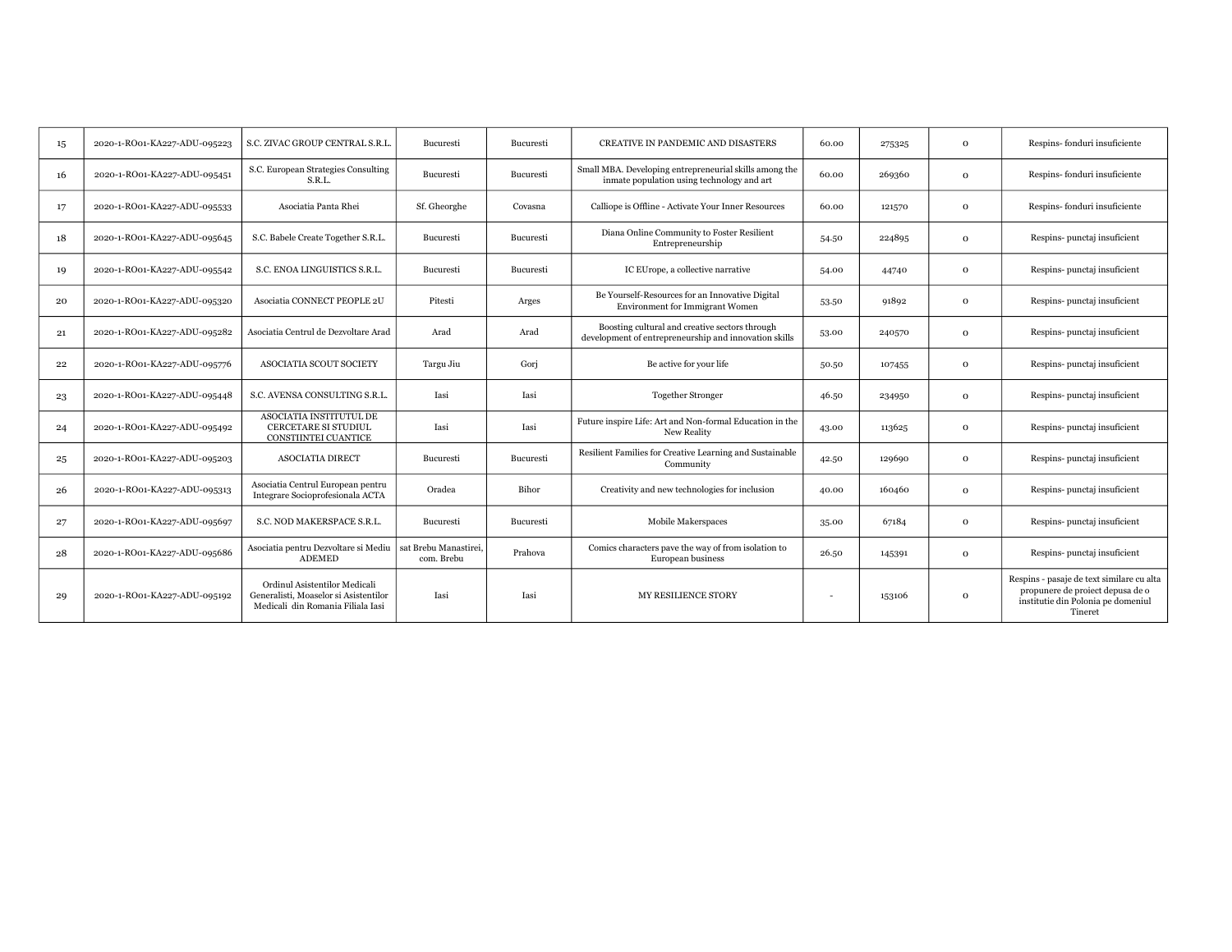| | | | | | | | | | |
|---|---|---|---|---|---|---|---|---|---|
| 15 | 2020-1-RO01-KA227-ADU-095223 | S.C. ZIVAC GROUP CENTRAL S.R.L. | Bucuresti | Bucuresti | CREATIVE IN PANDEMIC AND DISASTERS | 60.00 | 275325 | 0 | Respins- fonduri insuficiente |
| 16 | 2020-1-RO01-KA227-ADU-095451 | S.C. European Strategies Consulting S.R.L. | Bucuresti | Bucuresti | Small MBA. Developing entrepreneurial skills among the inmate population using technology and art | 60.00 | 269360 | 0 | Respins- fonduri insuficiente |
| 17 | 2020-1-RO01-KA227-ADU-095533 | Asociatia Panta Rhei | Sf. Gheorghe | Covasna | Calliope is Offline - Activate Your Inner Resources | 60.00 | 121570 | 0 | Respins- fonduri insuficiente |
| 18 | 2020-1-RO01-KA227-ADU-095645 | S.C. Babele Create Together S.R.L. | Bucuresti | Bucuresti | Diana Online Community to Foster Resilient Entrepreneurship | 54.50 | 224895 | 0 | Respins- punctaj insuficient |
| 19 | 2020-1-RO01-KA227-ADU-095542 | S.C. ENOA LINGUISTICS S.R.L. | Bucuresti | Bucuresti | IC EUrope, a collective narrative | 54.00 | 44740 | 0 | Respins- punctaj insuficient |
| 20 | 2020-1-RO01-KA227-ADU-095320 | Asociatia CONNECT PEOPLE 2U | Pitesti | Arges | Be Yourself-Resources for an Innovative Digital Environment for Immigrant Women | 53.50 | 91892 | 0 | Respins- punctaj insuficient |
| 21 | 2020-1-RO01-KA227-ADU-095282 | Asociatia Centrul de Dezvoltare Arad | Arad | Arad | Boosting cultural and creative sectors through development of entrepreneurship and innovation skills | 53.00 | 240570 | 0 | Respins- punctaj insuficient |
| 22 | 2020-1-RO01-KA227-ADU-095776 | ASOCIATIA SCOUT SOCIETY | Targu Jiu | Gorj | Be active for your life | 50.50 | 107455 | 0 | Respins- punctaj insuficient |
| 23 | 2020-1-RO01-KA227-ADU-095448 | S.C. AVENSA CONSULTING S.R.L. | Iasi | Iasi | Together Stronger | 46.50 | 234950 | 0 | Respins- punctaj insuficient |
| 24 | 2020-1-RO01-KA227-ADU-095492 | ASOCIATIA INSTITUTUL DE CERCETARE SI STUDIUL CONSTIINTEI CUANTICE | Iasi | Iasi | Future inspire Life: Art and Non-formal Education in the New Reality | 43.00 | 113625 | 0 | Respins- punctaj insuficient |
| 25 | 2020-1-RO01-KA227-ADU-095203 | ASOCIATIA DIRECT | Bucuresti | Bucuresti | Resilient Families for Creative Learning and Sustainable Community | 42.50 | 129690 | 0 | Respins- punctaj insuficient |
| 26 | 2020-1-RO01-KA227-ADU-095313 | Asociatia Centrul European pentru Integrare Socioprofesionala ACTA | Oradea | Bihor | Creativity and new technologies for inclusion | 40.00 | 160460 | 0 | Respins- punctaj insuficient |
| 27 | 2020-1-RO01-KA227-ADU-095697 | S.C. NOD MAKERSPACE S.R.L. | Bucuresti | Bucuresti | Mobile Makerspaces | 35.00 | 67184 | 0 | Respins- punctaj insuficient |
| 28 | 2020-1-RO01-KA227-ADU-095686 | Asociatia pentru Dezvoltare si Mediu ADEMED | sat Brebu Manastirei, com. Brebu | Prahova | Comics characters pave the way of from isolation to European business | 26.50 | 145391 | 0 | Respins- punctaj insuficient |
| 29 | 2020-1-RO01-KA227-ADU-095192 | Ordinul Asistentilor Medicali Generalisti, Moaselor si Asistentilor Medicali din Romania Filiala Iasi | Iasi | Iasi | MY RESILIENCE STORY | - | 153106 | 0 | Respins - pasaje de text similare cu alta propunere de proiect depusa de o institutie din Polonia pe domeniul Tineret |